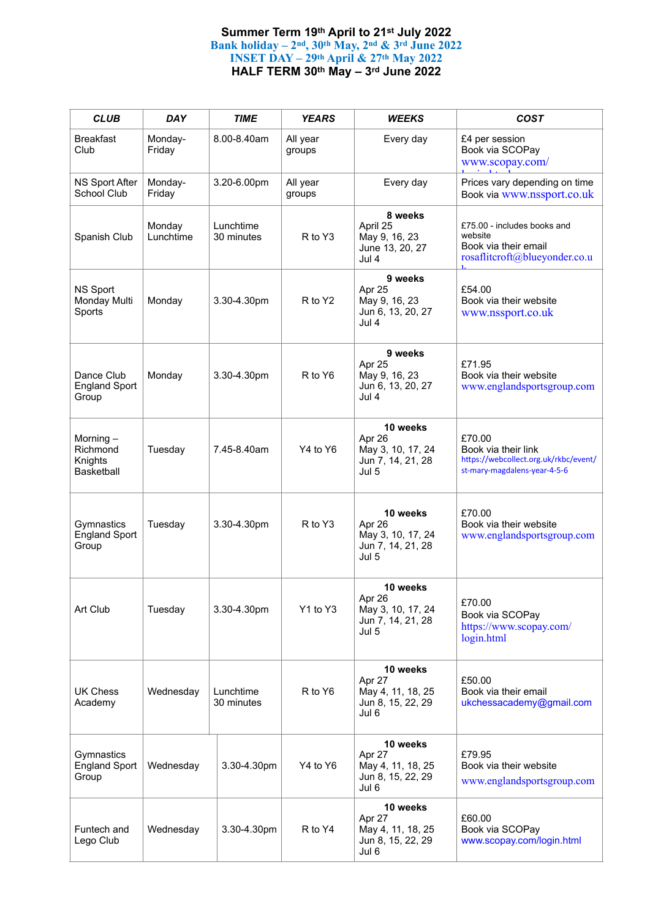**Summer Term 19th April to 21st July 2022**
**Bank holiday – 2nd, 30th May, 2nd & 3rd June 2022**
**INSET DAY – 29th April & 27th May 2022**
**HALF TERM 30th May – 3rd June 2022**

| CLUB | DAY | TIME | YEARS | WEEKS | COST |
|---|---|---|---|---|---|
| Breakfast Club | Monday-Friday | 8.00-8.40am | All year groups | Every day | £4 per session<br>Book via SCOPay<br>www.scopay.com/login.html |
| NS Sport After School Club | Monday-Friday | 3.20-6.00pm | All year groups | Every day | Prices vary depending on time<br>Book via www.nssport.co.uk |
| Spanish Club | Monday Lunchtime | Lunchtime 30 minutes | R to Y3 | **8 weeks**<br>April 25<br>May 9, 16, 23<br>June 13, 20, 27<br>Jul 4 | £75.00 - includes books and website<br>Book via their email<br>rosaflitcroft@blueyonder.co.uk |
| NS Sport Monday Multi Sports | Monday | 3.30-4.30pm | R to Y2 | **9 weeks**<br>Apr 25<br>May 9, 16, 23<br>Jun 6, 13, 20, 27<br>Jul 4 | £54.00<br>Book via their website<br>www.nssport.co.uk |
| Dance Club England Sport Group | Monday | 3.30-4.30pm | R to Y6 | **9 weeks**<br>Apr 25<br>May 9, 16, 23<br>Jun 6, 13, 20, 27<br>Jul 4 | £71.95<br>Book via their website<br>www.englandsportsgroup.com |
| Morning – Richmond Knights Basketball | Tuesday | 7.45-8.40am | Y4 to Y6 | **10 weeks**<br>Apr 26<br>May 3, 10, 17, 24<br>Jun 7, 14, 21, 28<br>Jul 5 | £70.00<br>Book via their link<br>https://webcollect.org.uk/rkbc/event/st-mary-magdalens-year-4-5-6 |
| Gymnastics England Sport Group | Tuesday | 3.30-4.30pm | R to Y3 | **10 weeks**<br>Apr 26<br>May 3, 10, 17, 24<br>Jun 7, 14, 21, 28<br>Jul 5 | £70.00<br>Book via their website<br>www.englandsportsgroup.com |
| Art Club | Tuesday | 3.30-4.30pm | Y1 to Y3 | **10 weeks**<br>Apr 26<br>May 3, 10, 17, 24<br>Jun 7, 14, 21, 28<br>Jul 5 | £70.00<br>Book via SCOPay<br>https://www.scopay.com/login.html |
| UK Chess Academy | Wednesday | Lunchtime 30 minutes | R to Y6 | **10 weeks**<br>Apr 27<br>May 4, 11, 18, 25<br>Jun 8, 15, 22, 29<br>Jul 6 | £50.00<br>Book via their email<br>ukchessacademy@gmail.com |
| Gymnastics England Sport Group | Wednesday | 3.30-4.30pm | Y4 to Y6 | **10 weeks**<br>Apr 27<br>May 4, 11, 18, 25<br>Jun 8, 15, 22, 29<br>Jul 6 | £79.95<br>Book via their website<br>www.englandsportsgroup.com |
| Funtech and Lego Club | Wednesday | 3.30-4.30pm | R to Y4 | **10 weeks**<br>Apr 27<br>May 4, 11, 18, 25<br>Jun 8, 15, 22, 29<br>Jul 6 | £60.00<br>Book via SCOPay<br>www.scopay.com/login.html |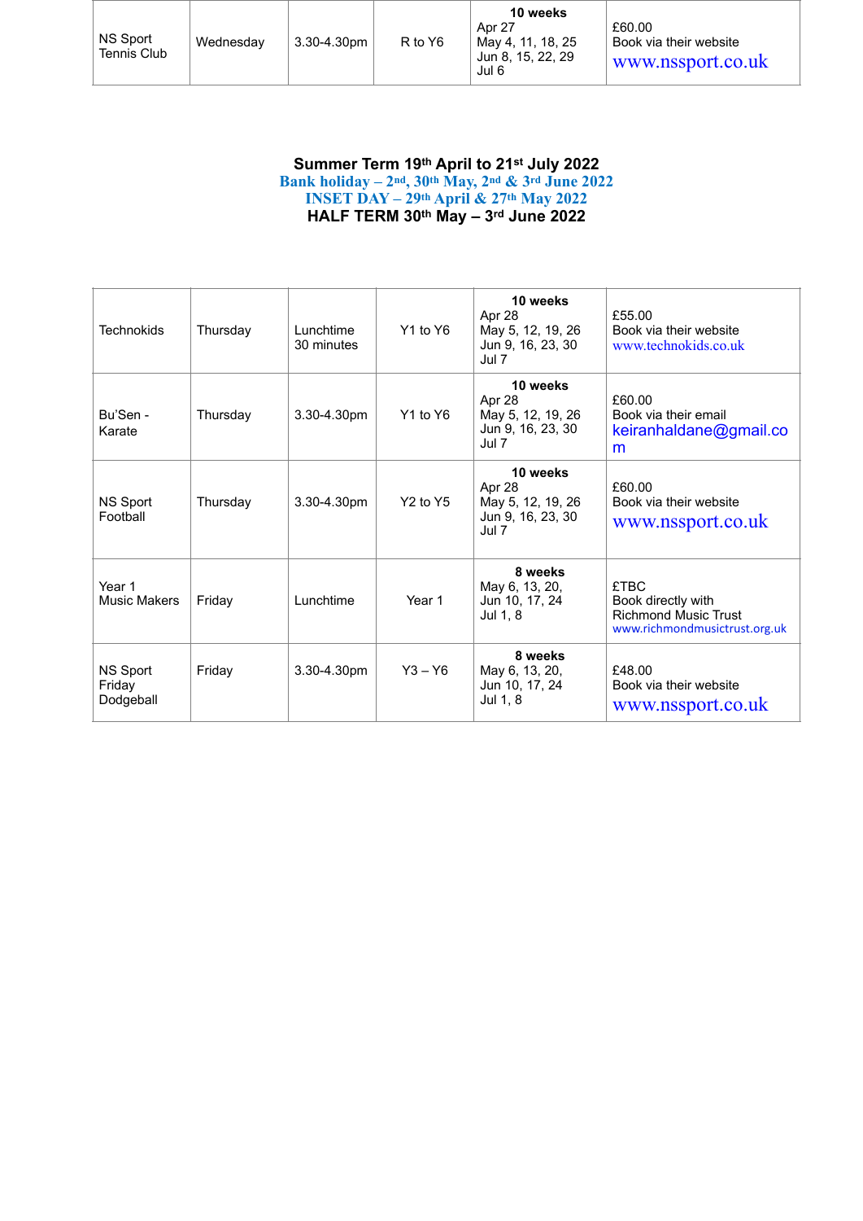| | | | | | |
|---|---|---|---|---|---|
| NS Sport Tennis Club | Wednesday | 3.30-4.30pm | R to Y6 | **10 weeks** Apr 27 May 4, 11, 18, 25 Jun 8, 15, 22, 29 Jul 6 | £60.00 Book via their website www.nssport.co.uk |

**Summer Term 19th April to 21st July 2022**
**Bank holiday – 2nd, 30th May, 2nd & 3rd June 2022**
**INSET DAY – 29th April & 27th May 2022**
**HALF TERM 30th May – 3rd June 2022**

| | | | | | |
|---|---|---|---|---|---|
| Technokids | Thursday | Lunchtime 30 minutes | Y1 to Y6 | **10 weeks** Apr 28 May 5, 12, 19, 26 Jun 9, 16, 23, 30 Jul 7 | £55.00 Book via their website www.technokids.co.uk |
| Bu'Sen - Karate | Thursday | 3.30-4.30pm | Y1 to Y6 | **10 weeks** Apr 28 May 5, 12, 19, 26 Jun 9, 16, 23, 30 Jul 7 | £60.00 Book via their email keiranhaldane@gmail.com |
| NS Sport Football | Thursday | 3.30-4.30pm | Y2 to Y5 | **10 weeks** Apr 28 May 5, 12, 19, 26 Jun 9, 16, 23, 30 Jul 7 | £60.00 Book via their website www.nssport.co.uk |
| Year 1 Music Makers | Friday | Lunchtime | Year 1 | **8 weeks** May 6, 13, 20, Jun 10, 17, 24 Jul 1, 8 | £TBC Book directly with Richmond Music Trust www.richmondmusictrust.org.uk |
| NS Sport Friday Dodgeball | Friday | 3.30-4.30pm | Y3 – Y6 | **8 weeks** May 6, 13, 20, Jun 10, 17, 24 Jul 1, 8 | £48.00 Book via their website www.nssport.co.uk |